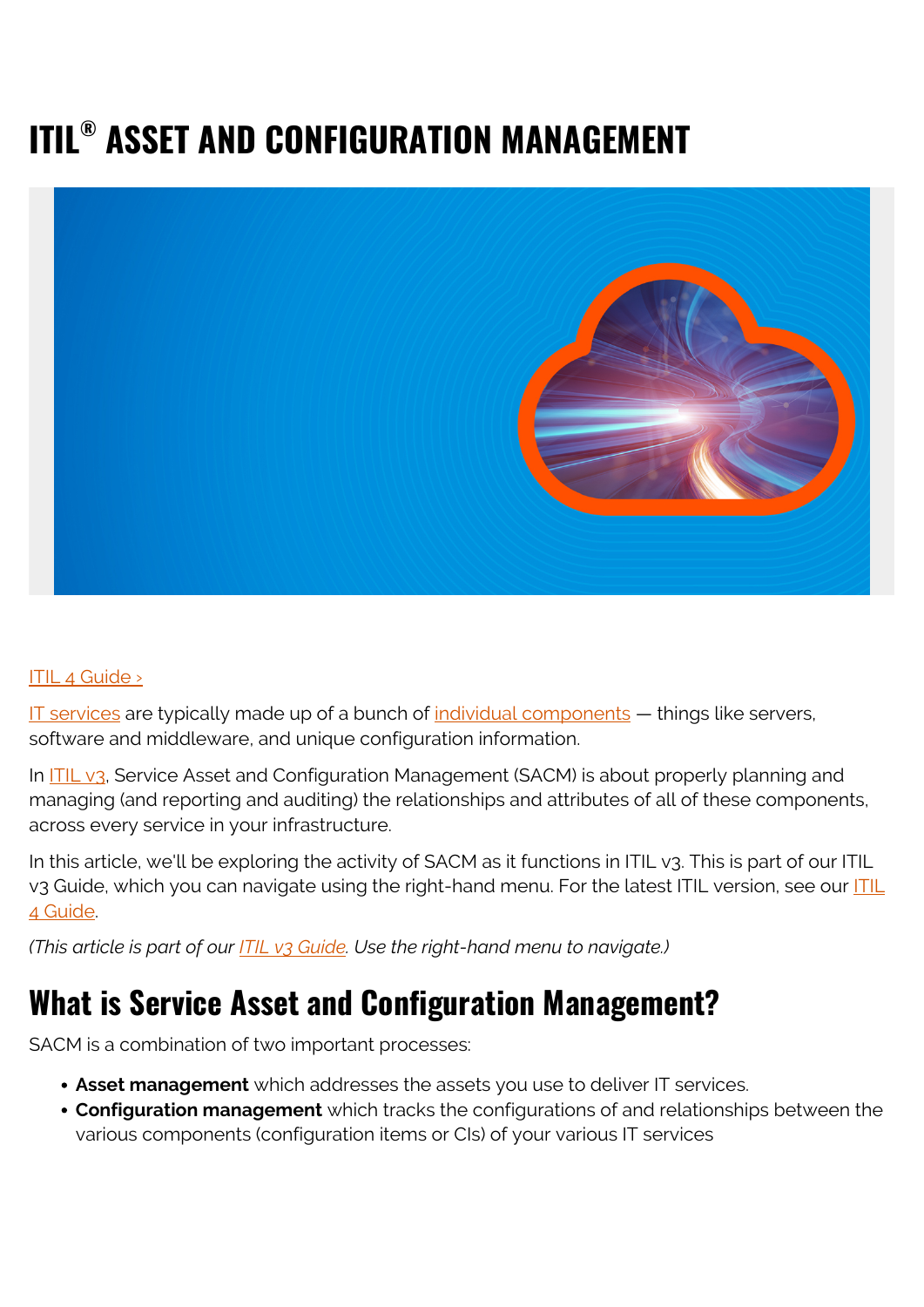# ITIL® ASSET AND CONFIGURATION MANAGEMENT

ITIL 4 Guide ›

IT services are typically made up of a bunch of individual components — things like servers, software and middleware, and unique configuration information.

In ITIL v3, Service Asset and Configuration Management (SACM) is about properly planning and managing (and reporting and auditing) the relationships and attributes of all of these components, across every service in your infrastructure.

In this article, we'll be exploring the activity of SACM as it functions in ITIL v3. This is part of our ITIL v3 Guide, which you can navigate using the right-hand menu. For the latest ITIL version, see our ITIL 4 Guide.

*(This article is part of our ITIL v3 Guide. Use the right-hand menu to navigate.)*

## What is Service Asset and Configuration Management?

SACM is a combination of two important processes:

- **Asset management** which addresses the assets you use to deliver IT services.
- **Configuration management** which tracks the configurations of and relationships between the various components (configuration items or CIs) of your various IT services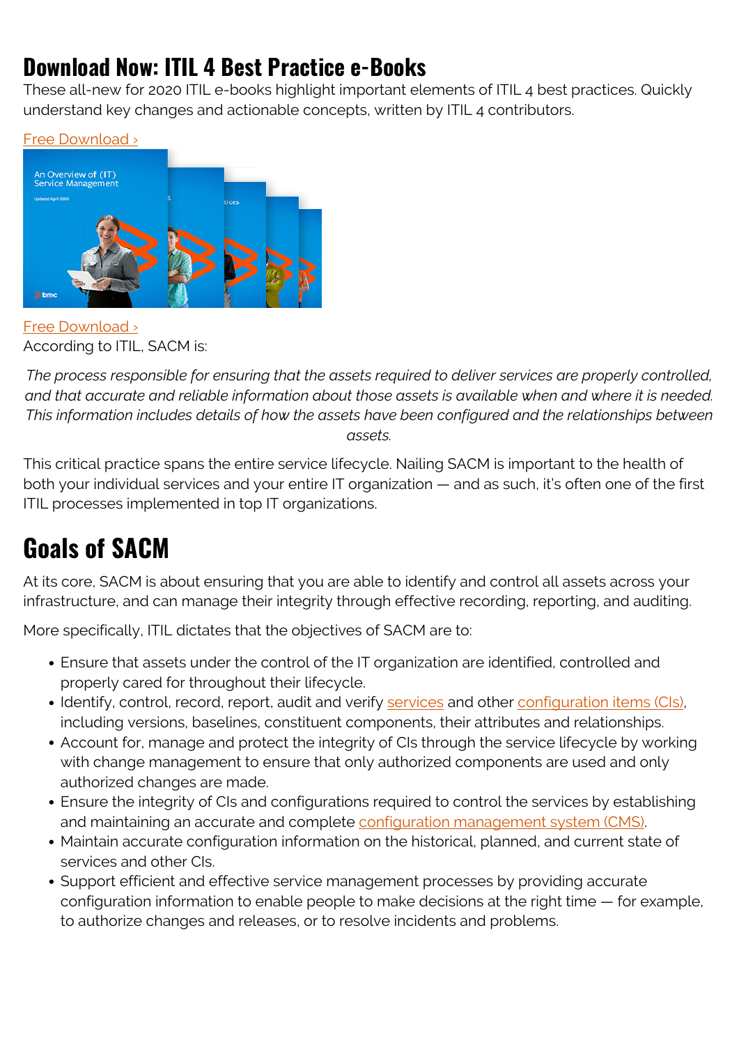## Download Now: ITIL 4 Best Practice e-Books

These all-new for 2020 ITIL e-books highlight important elements of ITIL 4 best practices. Quickly understand key changes and actionable concepts, written by ITIL 4 contributors.

Free Download ›

Free Download ›

According to ITIL, SACM is:

*The process responsible for ensuring that the assets required to deliver services are properly controlled, and that accurate and reliable information about those assets is available when and where it is needed. This information includes details of how the assets have been configured and the relationships between assets.*

This critical practice spans the entire service lifecycle. Nailing SACM is important to the health of both your individual services and your entire IT organization — and as such, it's often one of the first ITIL processes implemented in top IT organizations.

# Goals of SACM

At its core, SACM is about ensuring that you are able to identify and control all assets across your infrastructure, and can manage their integrity through effective recording, reporting, and auditing.

More specifically, ITIL dictates that the objectives of SACM are to:

- Ensure that assets under the control of the IT organization are identified, controlled and properly cared for throughout their lifecycle.
- Identify, control, record, report, audit and verify services and other configuration items (CIs), including versions, baselines, constituent components, their attributes and relationships.
- Account for, manage and protect the integrity of CIs through the service lifecycle by working with change management to ensure that only authorized components are used and only authorized changes are made.
- Ensure the integrity of CIs and configurations required to control the services by establishing and maintaining an accurate and complete configuration management system (CMS).
- Maintain accurate configuration information on the historical, planned, and current state of services and other CIs.
- Support efficient and effective service management processes by providing accurate configuration information to enable people to make decisions at the right time — for example, to authorize changes and releases, or to resolve incidents and problems.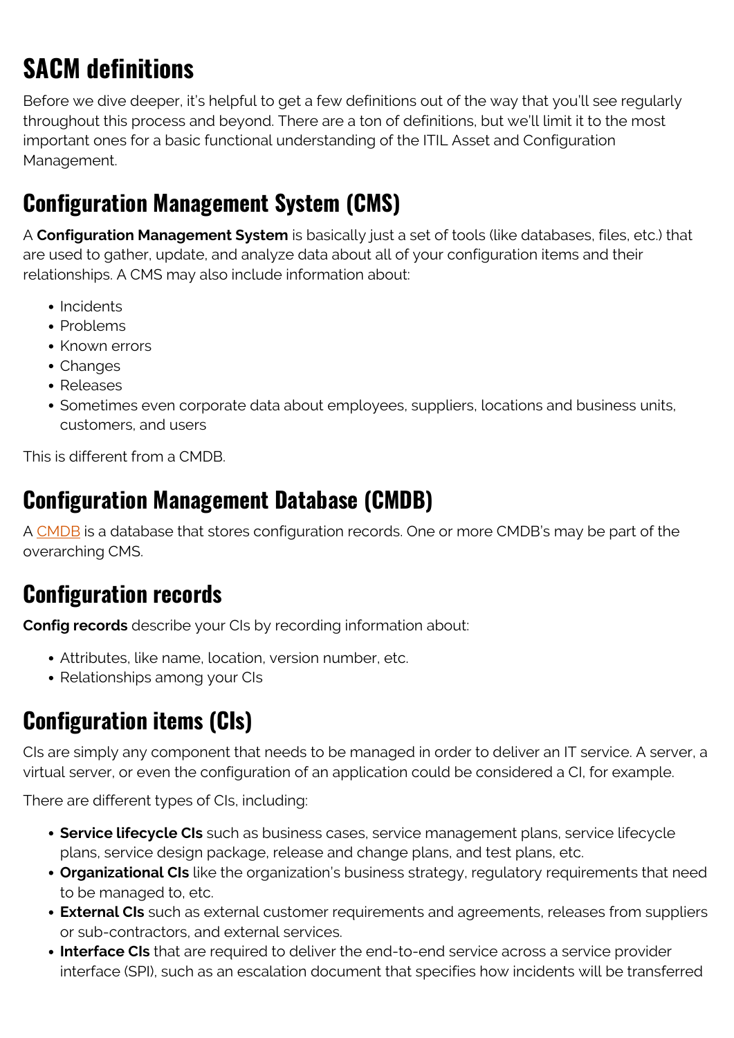# SACM definitions

Before we dive deeper, it's helpful to get a few definitions out of the way that you'll see regularly throughout this process and beyond. There are a ton of definitions, but we'll limit it to the most important ones for a basic functional understanding of the ITIL Asset and Configuration Management.

## Configuration Management System (CMS)

A **Configuration Management System** is basically just a set of tools (like databases, files, etc.) that are used to gather, update, and analyze data about all of your configuration items and their relationships. A CMS may also include information about:

- Incidents
- Problems
- Known errors
- Changes
- Releases
- Sometimes even corporate data about employees, suppliers, locations and business units, customers, and users

This is different from a CMDB.

## Configuration Management Database (CMDB)

A CMDB is a database that stores configuration records. One or more CMDB's may be part of the overarching CMS.

## Configuration records

**Config records** describe your CIs by recording information about:

- Attributes, like name, location, version number, etc.
- Relationships among your CIs

## Configuration items (CIs)

CIs are simply any component that needs to be managed in order to deliver an IT service. A server, a virtual server, or even the configuration of an application could be considered a CI, for example.

There are different types of CIs, including:

- **Service lifecycle CIs** such as business cases, service management plans, service lifecycle plans, service design package, release and change plans, and test plans, etc.
- **Organizational CIs** like the organization's business strategy, regulatory requirements that need to be managed to, etc.
- **External CIs** such as external customer requirements and agreements, releases from suppliers or sub-contractors, and external services.
- **Interface CIs** that are required to deliver the end-to-end service across a service provider interface (SPI), such as an escalation document that specifies how incidents will be transferred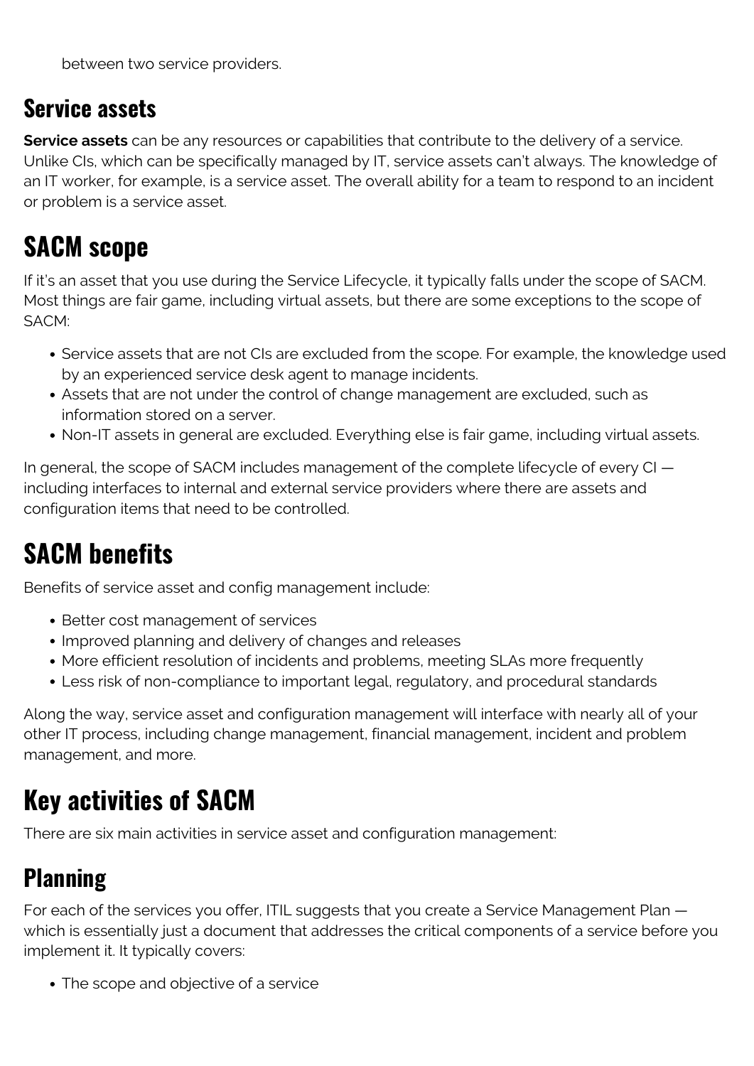between two service providers.

### Service assets

**Service assets** can be any resources or capabilities that contribute to the delivery of a service. Unlike CIs, which can be specifically managed by IT, service assets can't always. The knowledge of an IT worker, for example, is a service asset. The overall ability for a team to respond to an incident or problem is a service asset.

## SACM scope

If it's an asset that you use during the Service Lifecycle, it typically falls under the scope of SACM. Most things are fair game, including virtual assets, but there are some exceptions to the scope of SACM:

- Service assets that are not CIs are excluded from the scope. For example, the knowledge used by an experienced service desk agent to manage incidents.
- Assets that are not under the control of change management are excluded, such as information stored on a server.
- Non-IT assets in general are excluded. Everything else is fair game, including virtual assets.

In general, the scope of SACM includes management of the complete lifecycle of every CI — including interfaces to internal and external service providers where there are assets and configuration items that need to be controlled.

## SACM benefits

Benefits of service asset and config management include:

- Better cost management of services
- Improved planning and delivery of changes and releases
- More efficient resolution of incidents and problems, meeting SLAs more frequently
- Less risk of non-compliance to important legal, regulatory, and procedural standards

Along the way, service asset and configuration management will interface with nearly all of your other IT process, including change management, financial management, incident and problem management, and more.

## Key activities of SACM

There are six main activities in service asset and configuration management:

### Planning

For each of the services you offer, ITIL suggests that you create a Service Management Plan — which is essentially just a document that addresses the critical components of a service before you implement it. It typically covers:

- The scope and objective of a service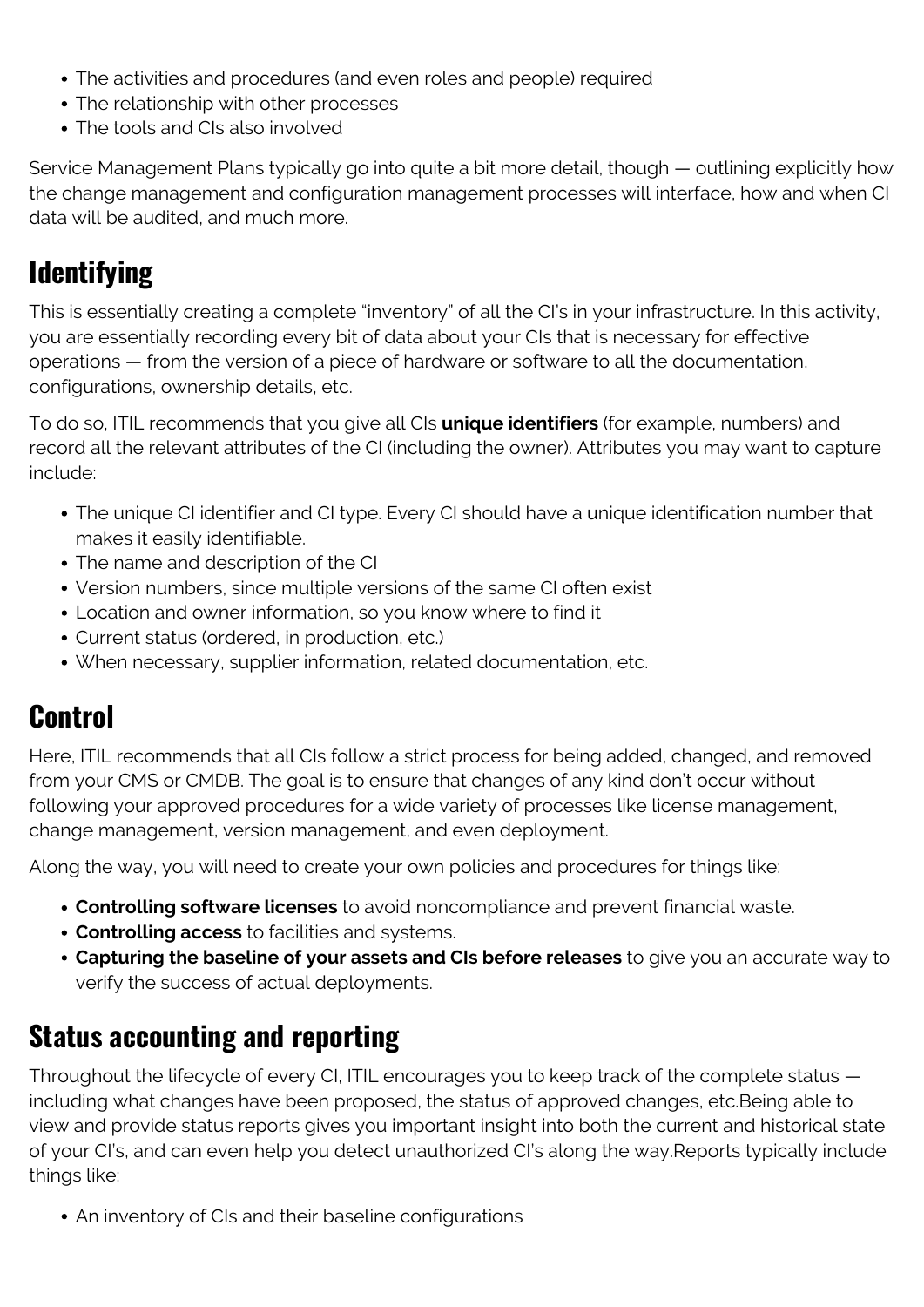- The activities and procedures (and even roles and people) required
- The relationship with other processes
- The tools and CIs also involved

Service Management Plans typically go into quite a bit more detail, though — outlining explicitly how the change management and configuration management processes will interface, how and when CI data will be audited, and much more.

## Identifying

This is essentially creating a complete "inventory" of all the CI's in your infrastructure. In this activity, you are essentially recording every bit of data about your CIs that is necessary for effective operations — from the version of a piece of hardware or software to all the documentation, configurations, ownership details, etc.

To do so, ITIL recommends that you give all CIs **unique identifiers** (for example, numbers) and record all the relevant attributes of the CI (including the owner). Attributes you may want to capture include:

- The unique CI identifier and CI type. Every CI should have a unique identification number that makes it easily identifiable.
- The name and description of the CI
- Version numbers, since multiple versions of the same CI often exist
- Location and owner information, so you know where to find it
- Current status (ordered, in production, etc.)
- When necessary, supplier information, related documentation, etc.

## Control

Here, ITIL recommends that all CIs follow a strict process for being added, changed, and removed from your CMS or CMDB. The goal is to ensure that changes of any kind don't occur without following your approved procedures for a wide variety of processes like license management, change management, version management, and even deployment.

Along the way, you will need to create your own policies and procedures for things like:

- **Controlling software licenses** to avoid noncompliance and prevent financial waste.
- **Controlling access** to facilities and systems.
- **Capturing the baseline of your assets and CIs before releases** to give you an accurate way to verify the success of actual deployments.

## Status accounting and reporting

Throughout the lifecycle of every CI, ITIL encourages you to keep track of the complete status — including what changes have been proposed, the status of approved changes, etc.Being able to view and provide status reports gives you important insight into both the current and historical state of your CI's, and can even help you detect unauthorized CI's along the way.Reports typically include things like:

- An inventory of CIs and their baseline configurations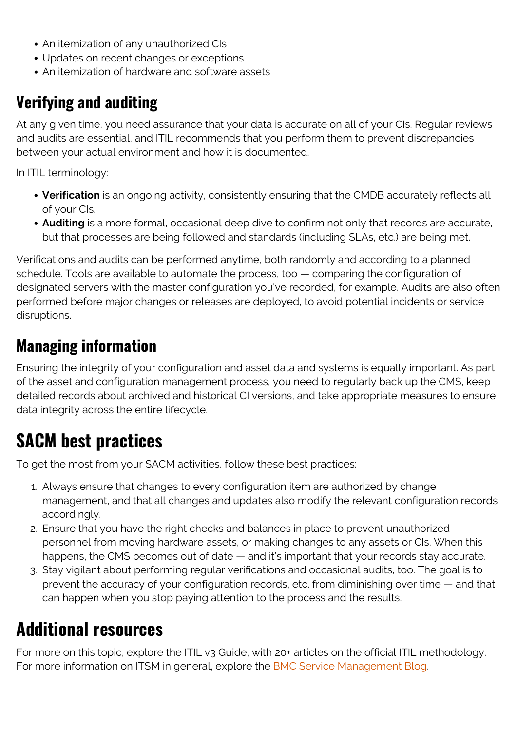- An itemization of any unauthorized CIs
- Updates on recent changes or exceptions
- An itemization of hardware and software assets

## Verifying and auditing

At any given time, you need assurance that your data is accurate on all of your CIs. Regular reviews and audits are essential, and ITIL recommends that you perform them to prevent discrepancies between your actual environment and how it is documented.

In ITIL terminology:

- **Verification** is an ongoing activity, consistently ensuring that the CMDB accurately reflects all of your CIs.
- **Auditing** is a more formal, occasional deep dive to confirm not only that records are accurate, but that processes are being followed and standards (including SLAs, etc.) are being met.

Verifications and audits can be performed anytime, both randomly and according to a planned schedule. Tools are available to automate the process, too — comparing the configuration of designated servers with the master configuration you've recorded, for example. Audits are also often performed before major changes or releases are deployed, to avoid potential incidents or service disruptions.

## Managing information

Ensuring the integrity of your configuration and asset data and systems is equally important. As part of the asset and configuration management process, you need to regularly back up the CMS, keep detailed records about archived and historical CI versions, and take appropriate measures to ensure data integrity across the entire lifecycle.

# SACM best practices

To get the most from your SACM activities, follow these best practices:

1. Always ensure that changes to every configuration item are authorized by change management, and that all changes and updates also modify the relevant configuration records accordingly.
2. Ensure that you have the right checks and balances in place to prevent unauthorized personnel from moving hardware assets, or making changes to any assets or CIs. When this happens, the CMS becomes out of date — and it's important that your records stay accurate.
3. Stay vigilant about performing regular verifications and occasional audits, too. The goal is to prevent the accuracy of your configuration records, etc. from diminishing over time — and that can happen when you stop paying attention to the process and the results.

# Additional resources

For more on this topic, explore the ITIL v3 Guide, with 20+ articles on the official ITIL methodology. For more information on ITSM in general, explore the BMC Service Management Blog.